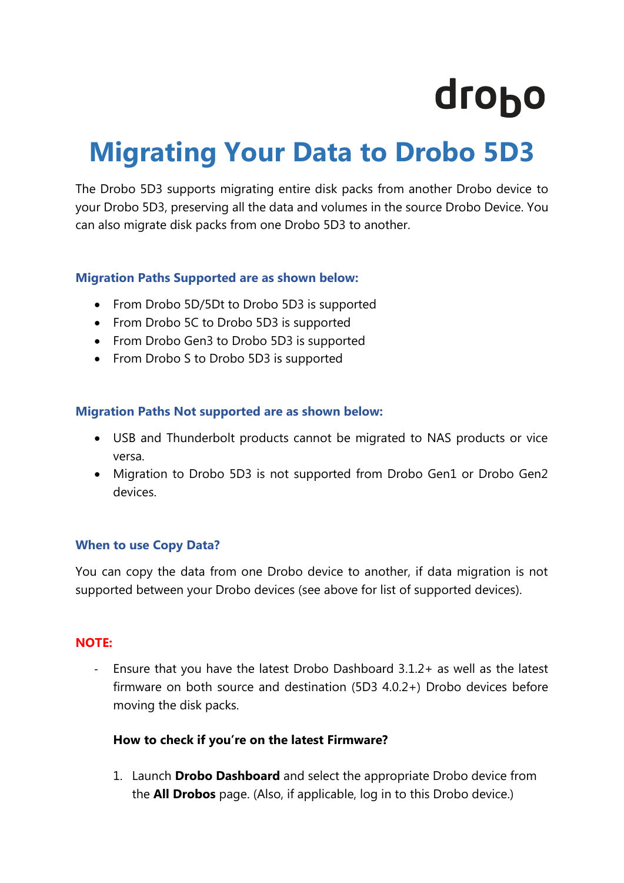drobo

# Migrating Your Data to Drobo 5D3

The Drobo 5D3 supports migrating entire disk packs from another Drobo device to your Drobo 5D3, preserving all the data and volumes in the source Drobo Device. You can also migrate disk packs from one Drobo 5D3 to another.

### Migration Paths Supported are as shown below:

- From Drobo 5D/5Dt to Drobo 5D3 is supported
- From Drobo 5C to Drobo 5D3 is supported
- From Drobo Gen3 to Drobo 5D3 is supported
- From Drobo S to Drobo 5D3 is supported

### Migration Paths Not supported are as shown below:

- USB and Thunderbolt products cannot be migrated to NAS products or vice versa.
- Migration to Drobo 5D3 is not supported from Drobo Gen1 or Drobo Gen2 devices.

### When to use Copy Data?

You can copy the data from one Drobo device to another, if data migration is not supported between your Drobo devices (see above for list of supported devices).

### NOTE:

- Ensure that you have the latest Drobo Dashboard 3.1.2+ as well as the latest firmware on both source and destination (5D3 4.0.2+) Drobo devices before moving the disk packs.

  **How to check if you're on the latest Firmware?**

  1. Launch **Drobo Dashboard** and select the appropriate Drobo device from the **All Drobos** page. (Also, if applicable, log in to this Drobo device.)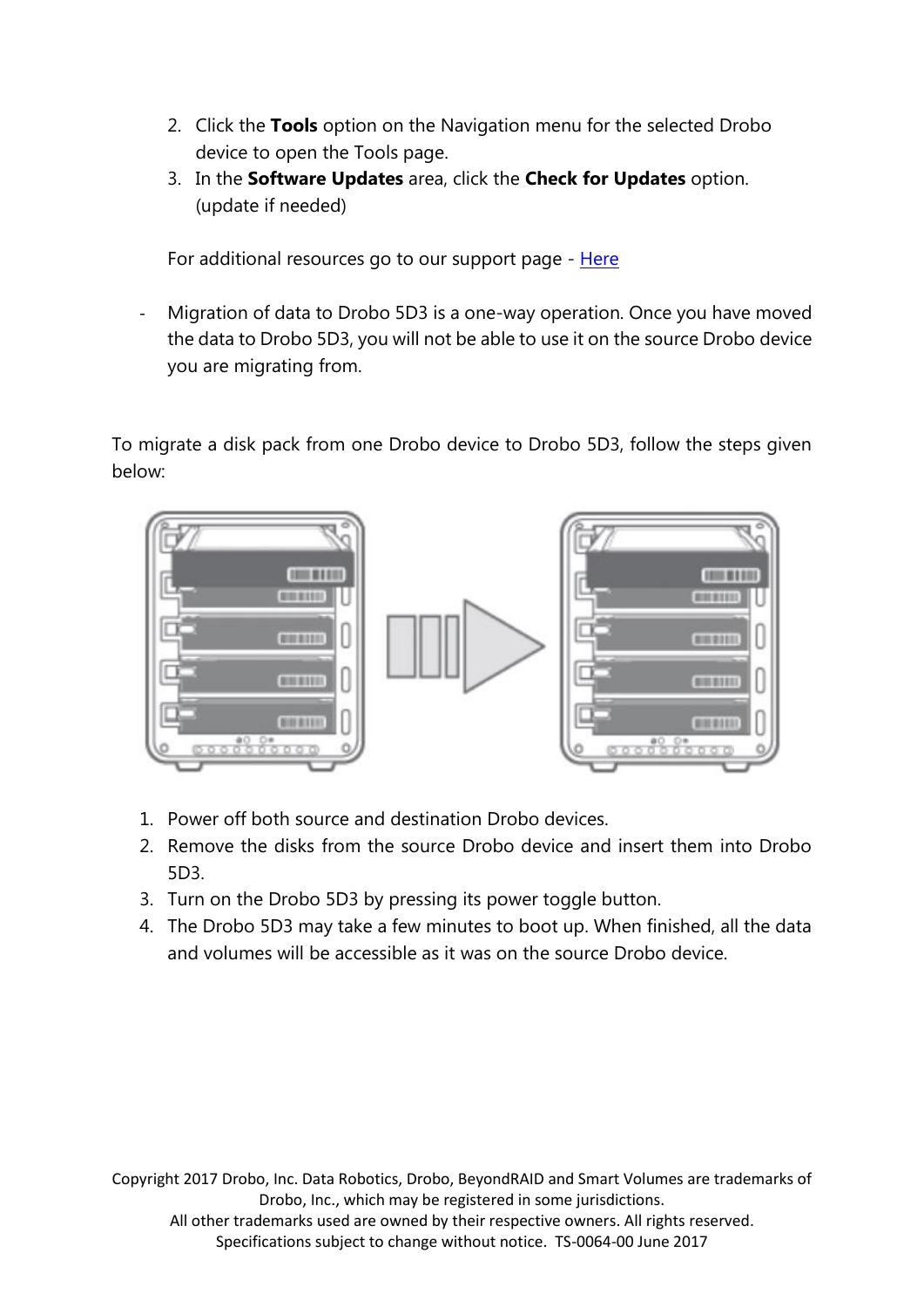2. Click the **Tools** option on the Navigation menu for the selected Drobo device to open the Tools page.
3. In the **Software Updates** area, click the **Check for Updates** option. (update if needed)

For additional resources go to our support page - [Here]

- Migration of data to Drobo 5D3 is a one-way operation. Once you have moved the data to Drobo 5D3, you will not be able to use it on the source Drobo device you are migrating from.

To migrate a disk pack from one Drobo device to Drobo 5D3, follow the steps given below:

1. Power off both source and destination Drobo devices.
2. Remove the disks from the source Drobo device and insert them into Drobo 5D3.
3. Turn on the Drobo 5D3 by pressing its power toggle button.
4. The Drobo 5D3 may take a few minutes to boot up. When finished, all the data and volumes will be accessible as it was on the source Drobo device.

Copyright 2017 Drobo, Inc. Data Robotics, Drobo, BeyondRAID and Smart Volumes are trademarks of Drobo, Inc., which may be registered in some jurisdictions.
All other trademarks used are owned by their respective owners. All rights reserved.
Specifications subject to change without notice. TS-0064-00 June 2017